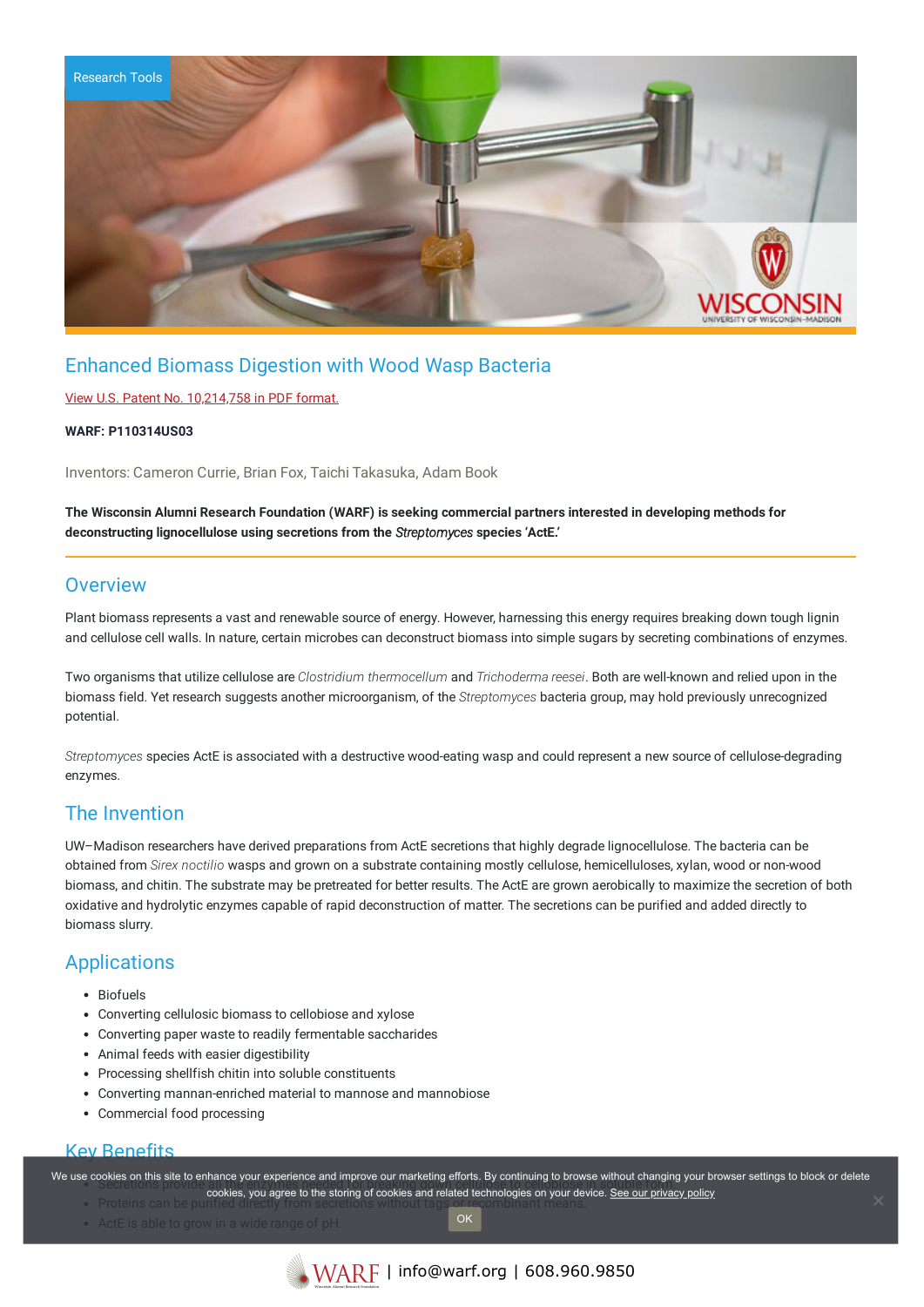Research Tools

# Enhanced Biomass Digestion with Wood Wasp Bacteria

View U.S. Patent No. 10,214,758 in PDF format.

**WARF: P110314US03**

Inventors: Cameron Currie, Brian Fox, Taichi Takasuka, Adam Book

**The Wisconsin Alumni Research Foundation (WARF) is seeking commercial partners interested in developing methods for deconstructing lignocellulose using secretions from the *Streptomyces* species 'ActE.'**

## Overview

Plant biomass represents a vast and renewable source of energy. However, harnessing this energy requires breaking down tough lignin and cellulose cell walls. In nature, certain microbes can deconstruct biomass into simple sugars by secreting combinations of enzymes.

Two organisms that utilize cellulose are *Clostridium thermocellum* and *Trichoderma reesei*. Both are well-known and relied upon in the biomass field. Yet research suggests another microorganism, of the *Streptomyces* bacteria group, may hold previously unrecognized potential.

*Streptomyces* species ActE is associated with a destructive wood-eating wasp and could represent a new source of cellulose-degrading enzymes.

## The Invention

UW–Madison researchers have derived preparations from ActE secretions that highly degrade lignocellulose. The bacteria can be obtained from *Sirex noctilio* wasps and grown on a substrate containing mostly cellulose, hemicelluloses, xylan, wood or non-wood biomass, and chitin. The substrate may be pretreated for better results. The ActE are grown aerobically to maximize the secretion of both oxidative and hydrolytic enzymes capable of rapid deconstruction of matter. The secretions can be purified and added directly to biomass slurry.

## Applications

- Biofuels
- Converting cellulosic biomass to cellobiose and xylose
- Converting paper waste to readily fermentable saccharides
- Animal feeds with easier digestibility
- Processing shellfish chitin into soluble constituents
- Converting mannan-enriched material to mannose and mannobiose
- Commercial food processing

## Key Benefits

- Secretions provide ...
- Proteins can be purified directly from secretions without tags or recombinant means.
- ActE is able to grow in a wide range of pH.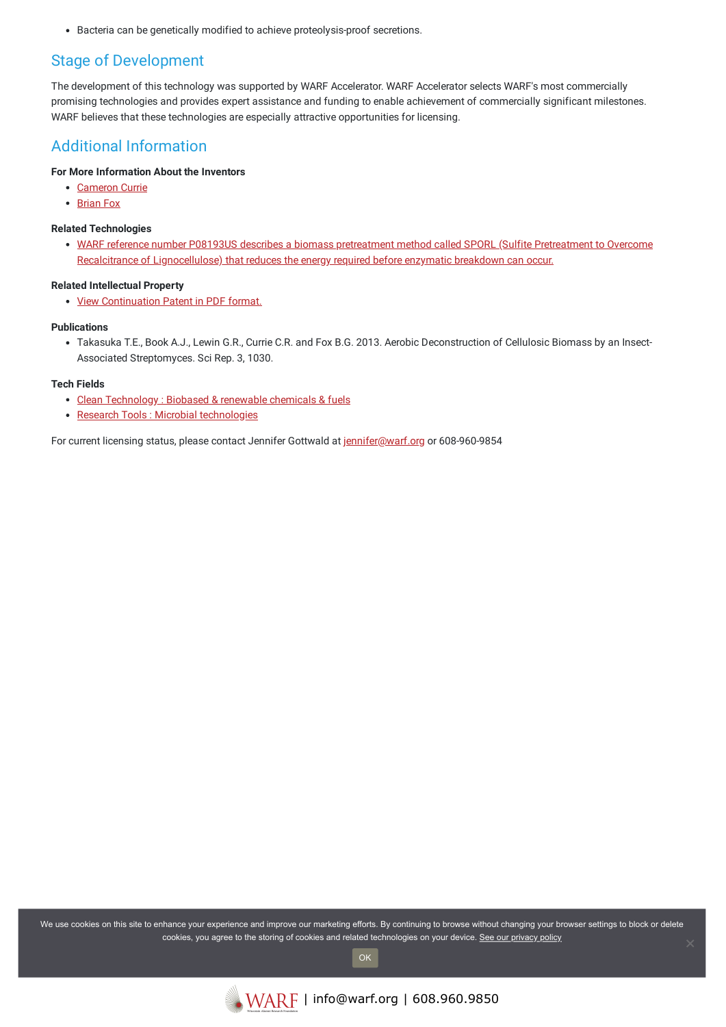- Bacteria can be genetically modified to achieve proteolysis-proof secretions.

## Stage of Development

The development of this technology was supported by WARF Accelerator. WARF Accelerator selects WARF's most commercially promising technologies and provides expert assistance and funding to enable achievement of commercially significant milestones. WARF believes that these technologies are especially attractive opportunities for licensing.

## Additional Information

**For More Information About the Inventors**

- Cameron Currie
- Brian Fox

**Related Technologies**

- WARF reference number P08193US describes a biomass pretreatment method called SPORL (Sulfite Pretreatment to Overcome Recalcitrance of Lignocellulose) that reduces the energy required before enzymatic breakdown can occur.

**Related Intellectual Property**

- View Continuation Patent in PDF format.

**Publications**

- Takasuka T.E., Book A.J., Lewin G.R., Currie C.R. and Fox B.G. 2013. Aerobic Deconstruction of Cellulosic Biomass by an Insect-Associated Streptomyces. Sci Rep. 3, 1030.

**Tech Fields**

- Clean Technology : Biobased & renewable chemicals & fuels
- Research Tools : Microbial technologies

For current licensing status, please contact Jennifer Gottwald at jennifer@warf.org or 608-960-9854